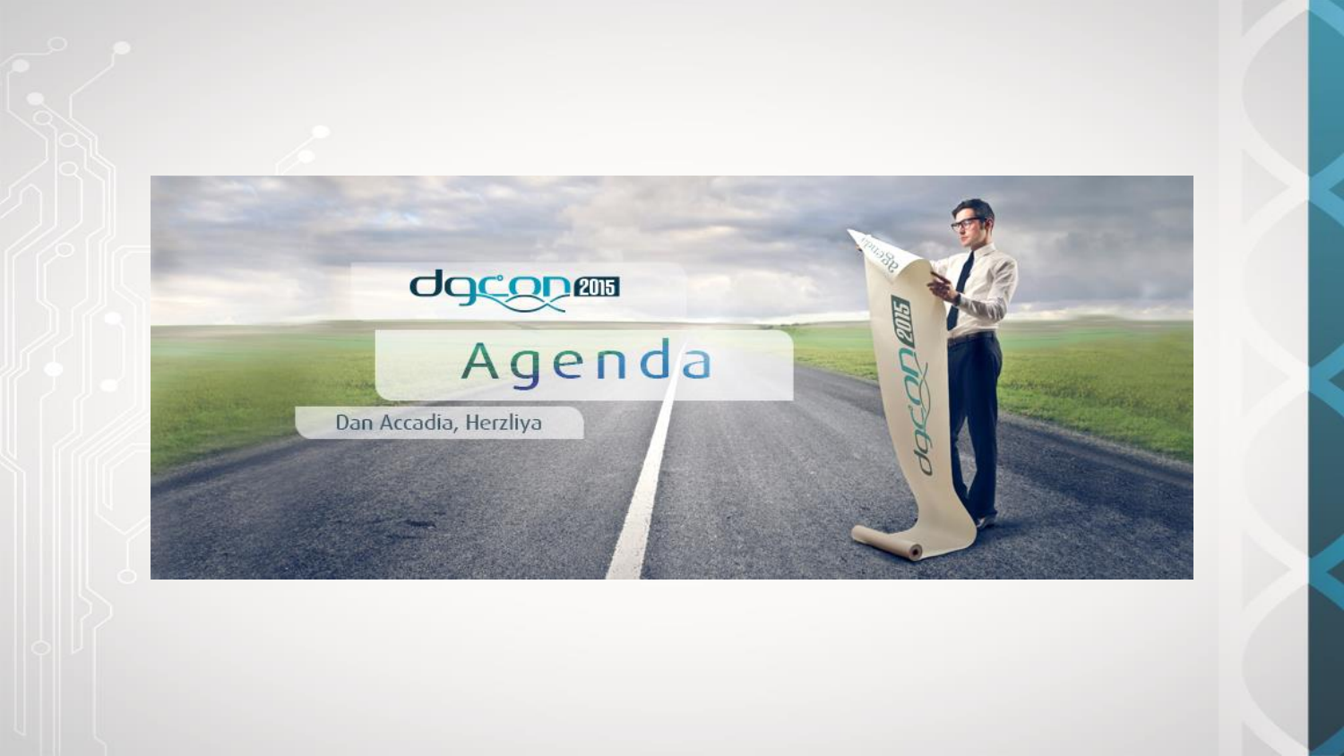# dgcon 2015

## Agenda

Dan Accadia, Herzliya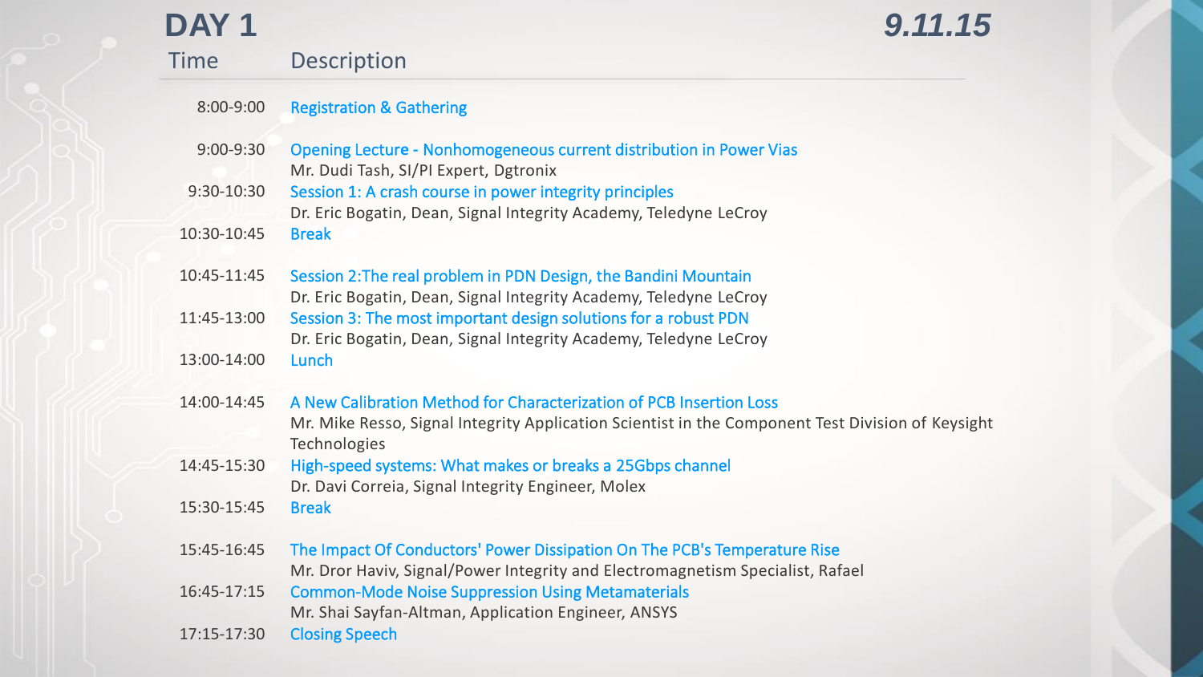# DAY 1

***9.11.15***

| Time | Description |
| --- | --- |
| 8:00-9:00 | Registration & Gathering |
| 9:00-9:30 | Opening Lecture - Nonhomogeneous current distribution in Power Vias<br>Mr. Dudi Tash, SI/PI Expert, Dgtronix |
| 9:30-10:30 | Session 1: A crash course in power integrity principles<br>Dr. Eric Bogatin, Dean, Signal Integrity Academy, Teledyne LeCroy |
| 10:30-10:45 | Break |
| 10:45-11:45 | Session 2:The real problem in PDN Design, the Bandini Mountain<br>Dr. Eric Bogatin, Dean, Signal Integrity Academy, Teledyne LeCroy |
| 11:45-13:00 | Session 3: The most important design solutions for a robust PDN<br>Dr. Eric Bogatin, Dean, Signal Integrity Academy, Teledyne LeCroy |
| 13:00-14:00 | Lunch |
| 14:00-14:45 | A New Calibration Method for Characterization of PCB Insertion Loss<br>Mr. Mike Resso, Signal Integrity Application Scientist in the Component Test Division of Keysight Technologies |
| 14:45-15:30 | High-speed systems: What makes or breaks a 25Gbps channel<br>Dr. Davi Correia, Signal Integrity Engineer, Molex |
| 15:30-15:45 | Break |
| 15:45-16:45 | The Impact Of Conductors' Power Dissipation On The PCB's Temperature Rise<br>Mr. Dror Haviv, Signal/Power Integrity and Electromagnetism Specialist, Rafael |
| 16:45-17:15 | Common-Mode Noise Suppression Using Metamaterials<br>Mr. Shai Sayfan-Altman, Application Engineer, ANSYS |
| 17:15-17:30 | Closing Speech |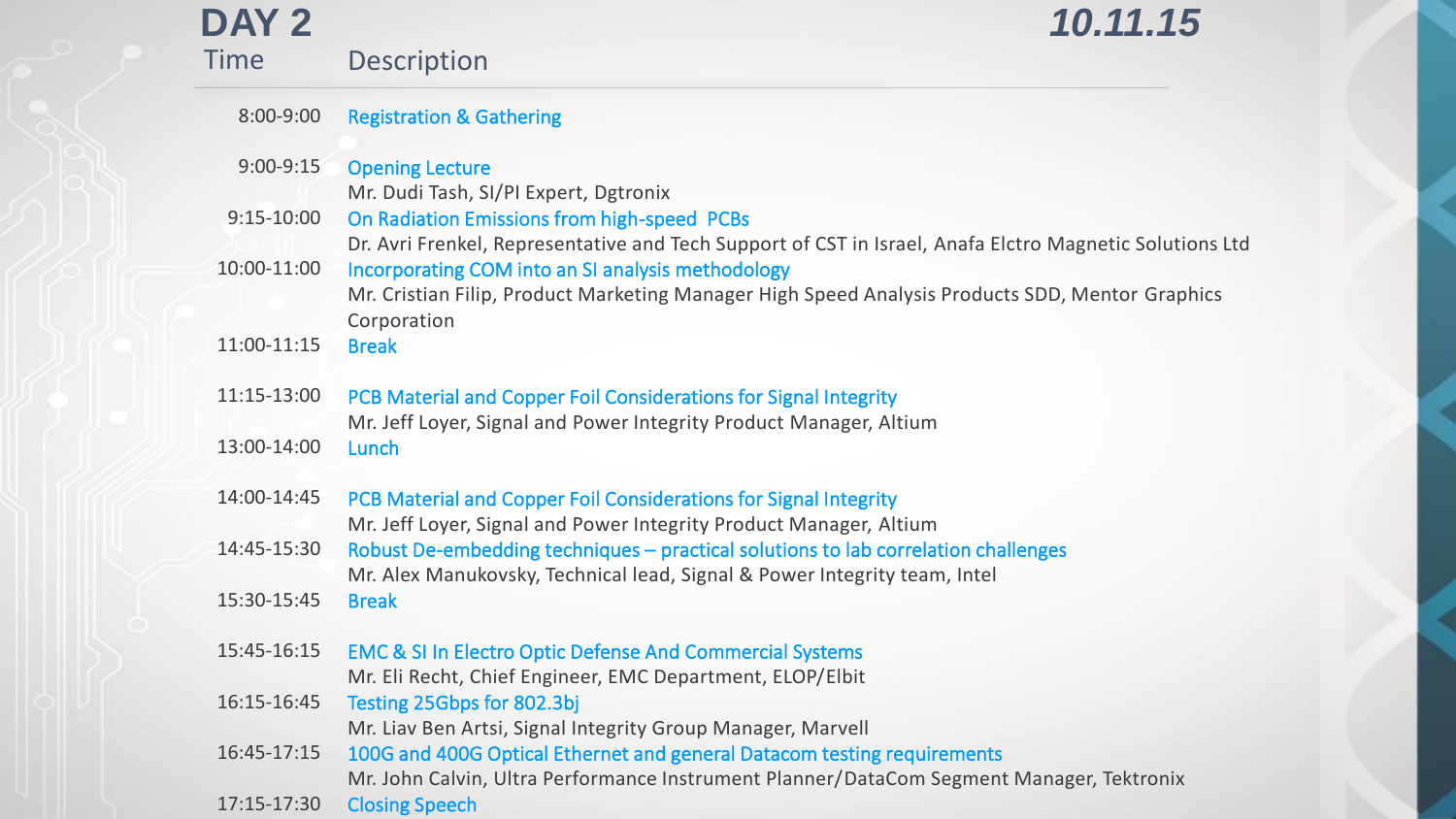# DAY 2

***10.11.15***

| Time | Description |
| --- | --- |
| 8:00-9:00 | Registration & Gathering |
| 9:00-9:15 | Opening Lecture<br>Mr. Dudi Tash, SI/PI Expert, Dgtronix |
| 9:15-10:00 | On Radiation Emissions from high-speed PCBs<br>Dr. Avri Frenkel, Representative and Tech Support of CST in Israel, Anafa Elctro Magnetic Solutions Ltd |
| 10:00-11:00 | Incorporating COM into an SI analysis methodology<br>Mr. Cristian Filip, Product Marketing Manager High Speed Analysis Products SDD, Mentor Graphics Corporation |
| 11:00-11:15 | Break |
| 11:15-13:00 | PCB Material and Copper Foil Considerations for Signal Integrity<br>Mr. Jeff Loyer, Signal and Power Integrity Product Manager, Altium |
| 13:00-14:00 | Lunch |
| 14:00-14:45 | PCB Material and Copper Foil Considerations for Signal Integrity<br>Mr. Jeff Loyer, Signal and Power Integrity Product Manager, Altium |
| 14:45-15:30 | Robust De-embedding techniques – practical solutions to lab correlation challenges<br>Mr. Alex Manukovsky, Technical lead, Signal & Power Integrity team, Intel |
| 15:30-15:45 | Break |
| 15:45-16:15 | EMC & SI In Electro Optic Defense And Commercial Systems<br>Mr. Eli Recht, Chief Engineer, EMC Department, ELOP/Elbit |
| 16:15-16:45 | Testing 25Gbps for 802.3bj<br>Mr. Liav Ben Artsi, Signal Integrity Group Manager, Marvell |
| 16:45-17:15 | 100G and 400G Optical Ethernet and general Datacom testing requirements<br>Mr. John Calvin, Ultra Performance Instrument Planner/DataCom Segment Manager, Tektronix |
| 17:15-17:30 | Closing Speech |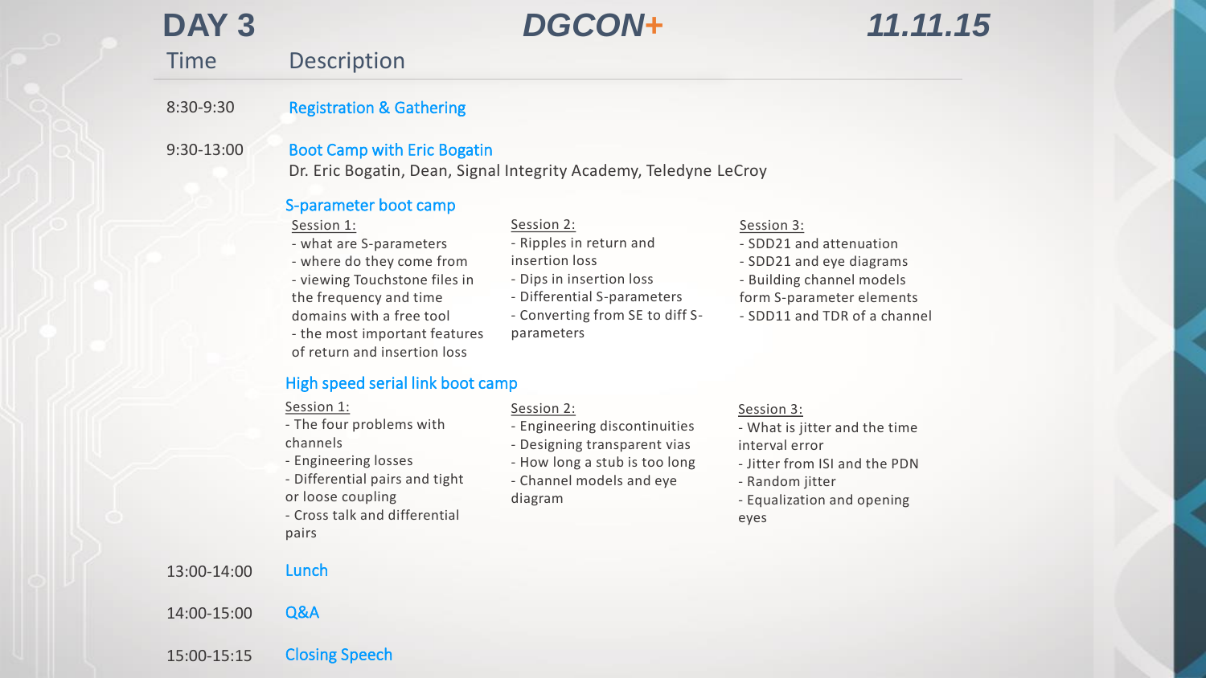# DAY 3 — DGCON+ — 11.11.15

| Time | Description |
|---|---|
| 8:30-9:30 | Registration & Gathering |
| 9:30-13:00 | Boot Camp with Eric Bogatin<br>Dr. Eric Bogatin, Dean, Signal Integrity Academy, Teledyne LeCroy |
| 13:00-14:00 | Lunch |
| 14:00-15:00 | Q&A |
| 15:00-15:15 | Closing Speech |

## S-parameter boot camp

**Session 1:**
- what are S-parameters
- where do they come from
- viewing Touchstone files in the frequency and time domains with a free tool
- the most important features of return and insertion loss

**Session 2:**
- Ripples in return and insertion loss
- Dips in insertion loss
- Differential S-parameters
- Converting from SE to diff S-parameters

**Session 3:**
- SDD21 and attenuation
- SDD21 and eye diagrams
- Building channel models form S-parameter elements
- SDD11 and TDR of a channel

## High speed serial link boot camp

**Session 1:**
- The four problems with channels
- Engineering losses
- Differential pairs and tight or loose coupling
- Cross talk and differential pairs

**Session 2:**
- Engineering discontinuities
- Designing transparent vias
- How long a stub is too long
- Channel models and eye diagram

**Session 3:**
- What is jitter and the time interval error
- Jitter from ISI and the PDN
- Random jitter
- Equalization and opening eyes